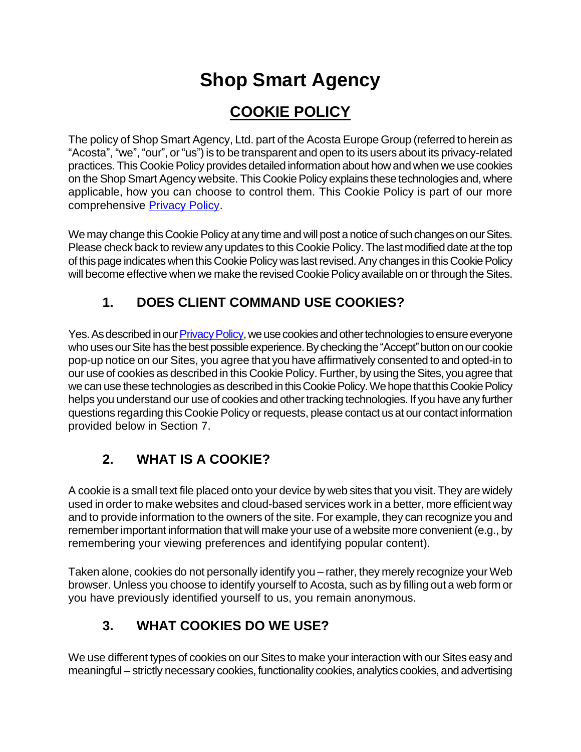# Shop Smart Agency

## COOKIE POLICY

The policy of Shop Smart Agency, Ltd. part of the Acosta Europe Group (referred to herein as "Acosta", "we", "our", or "us") is to be transparent and open to its users about its privacy-related practices. This Cookie Policy provides detailed information about how and when we use cookies on the Shop Smart Agency website. This Cookie Policy explains these technologies and, where applicable, how you can choose to control them. This Cookie Policy is part of our more comprehensive Privacy Policy.

We may change this Cookie Policy at any time and will post a notice of such changes on our Sites. Please check back to review any updates to this Cookie Policy. The last modified date at the top of this page indicates when this Cookie Policy was last revised. Any changes in this Cookie Policy will become effective when we make the revised Cookie Policy available on or through the Sites.

### 1. DOES CLIENT COMMAND USE COOKIES?

Yes. As described in our Privacy Policy, we use cookies and other technologies to ensure everyone who uses our Site has the best possible experience. By checking the "Accept" button on our cookie pop-up notice on our Sites, you agree that you have affirmatively consented to and opted-in to our use of cookies as described in this Cookie Policy. Further, by using the Sites, you agree that we can use these technologies as described in this Cookie Policy. We hope that this Cookie Policy helps you understand our use of cookies and other tracking technologies. If you have any further questions regarding this Cookie Policy or requests, please contact us at our contact information provided below in Section 7.

### 2. WHAT IS A COOKIE?

A cookie is a small text file placed onto your device by web sites that you visit. They are widely used in order to make websites and cloud-based services work in a better, more efficient way and to provide information to the owners of the site. For example, they can recognize you and remember important information that will make your use of a website more convenient (e.g., by remembering your viewing preferences and identifying popular content).

Taken alone, cookies do not personally identify you – rather, they merely recognize your Web browser. Unless you choose to identify yourself to Acosta, such as by filling out a web form or you have previously identified yourself to us, you remain anonymous.

### 3. WHAT COOKIES DO WE USE?

We use different types of cookies on our Sites to make your interaction with our Sites easy and meaningful – strictly necessary cookies, functionality cookies, analytics cookies, and advertising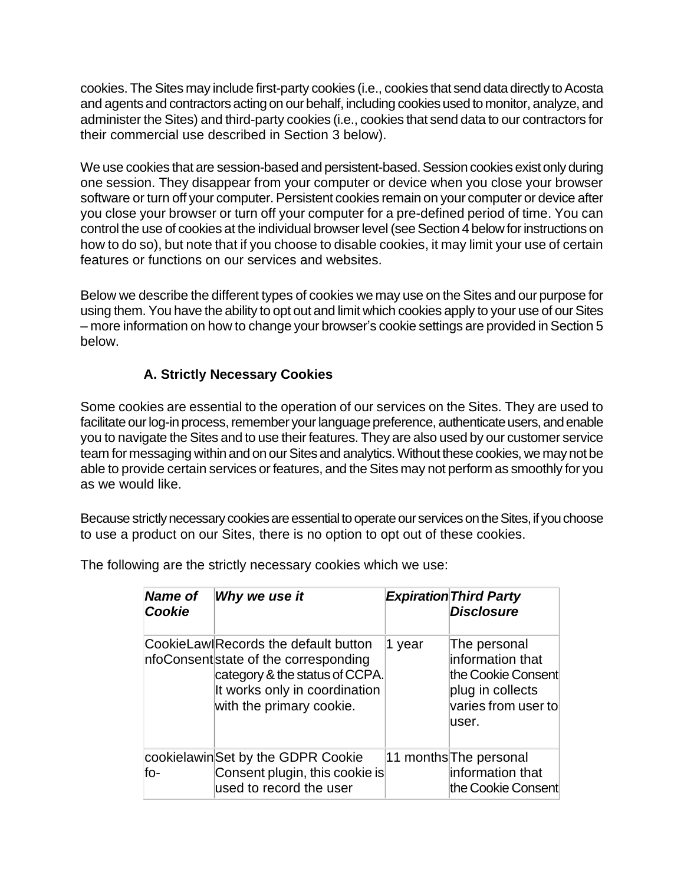cookies. The Sites may include first-party cookies (i.e., cookies that send data directly to Acosta and agents and contractors acting on our behalf, including cookies used to monitor, analyze, and administer the Sites) and third-party cookies (i.e., cookies that send data to our contractors for their commercial use described in Section 3 below).

We use cookies that are session-based and persistent-based. Session cookies exist only during one session. They disappear from your computer or device when you close your browser software or turn off your computer. Persistent cookies remain on your computer or device after you close your browser or turn off your computer for a pre-defined period of time. You can control the use of cookies at the individual browser level (see Section 4 below for instructions on how to do so), but note that if you choose to disable cookies, it may limit your use of certain features or functions on our services and websites.

Below we describe the different types of cookies we may use on the Sites and our purpose for using them. You have the ability to opt out and limit which cookies apply to your use of our Sites – more information on how to change your browser's cookie settings are provided in Section 5 below.

### A. Strictly Necessary Cookies

Some cookies are essential to the operation of our services on the Sites. They are used to facilitate our log-in process, remember your language preference, authenticate users, and enable you to navigate the Sites and to use their features. They are also used by our customer service team for messaging within and on our Sites and analytics. Without these cookies, we may not be able to provide certain services or features, and the Sites may not perform as smoothly for you as we would like.

Because strictly necessary cookies are essential to operate our services on the Sites, if you choose to use a product on our Sites, there is no option to opt out of these cookies.

The following are the strictly necessary cookies which we use:

| ***Name of Cookie*** | ***Why we use it*** | ***Expiration*** | ***Third Party Disclosure*** |
|---|---|---|---|
| CookieLawInfoConsent | Records the default button state of the corresponding category & the status of CCPA. It works only in coordination with the primary cookie. | 1 year | The personal information that the Cookie Consent plug in collects varies from user to user. |
| cookielawinfo- | Set by the GDPR Cookie Consent plugin, this cookie is used to record the user | 11 months | The personal information that the Cookie Consent |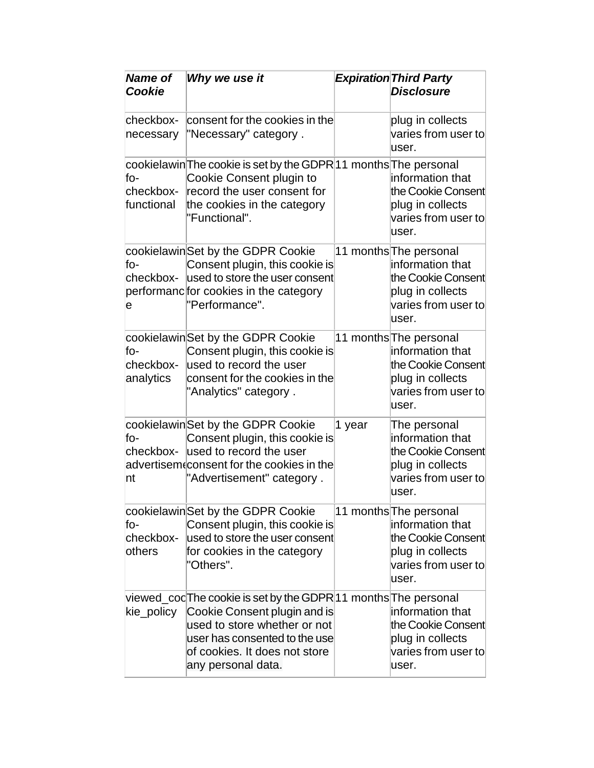| *Name of Cookie* | *Why we use it* | *Expiration* | *Third Party Disclosure* |
|---|---|---|---|
| checkbox-necessary | consent for the cookies in the "Necessary" category . | | plug in collects varies from user to user. |
| cookielawinfo-checkbox-functional | The cookie is set by the GDPR Cookie Consent plugin to record the user consent for the cookies in the category "Functional". | 11 months | The personal information that the Cookie Consent plug in collects varies from user to user. |
| cookielawinfo-checkbox-performance | Set by the GDPR Cookie Consent plugin, this cookie is used to store the user consent for cookies in the category "Performance". | 11 months | The personal information that the Cookie Consent plug in collects varies from user to user. |
| cookielawinfo-checkbox-analytics | Set by the GDPR Cookie Consent plugin, this cookie is used to record the user consent for the cookies in the "Analytics" category . | 11 months | The personal information that the Cookie Consent plug in collects varies from user to user. |
| cookielawinfo-checkbox-advertisement | Set by the GDPR Cookie Consent plugin, this cookie is used to record the user consent for the cookies in the "Advertisement" category . | 1 year | The personal information that the Cookie Consent plug in collects varies from user to user. |
| cookielawinfo-checkbox-others | Set by the GDPR Cookie Consent plugin, this cookie is used to store the user consent for cookies in the category "Others". | 11 months | The personal information that the Cookie Consent plug in collects varies from user to user. |
| viewed_cookie_policy | The cookie is set by the GDPR Cookie Consent plugin and is used to store whether or not user has consented to the use of cookies. It does not store any personal data. | 11 months | The personal information that the Cookie Consent plug in collects varies from user to user. |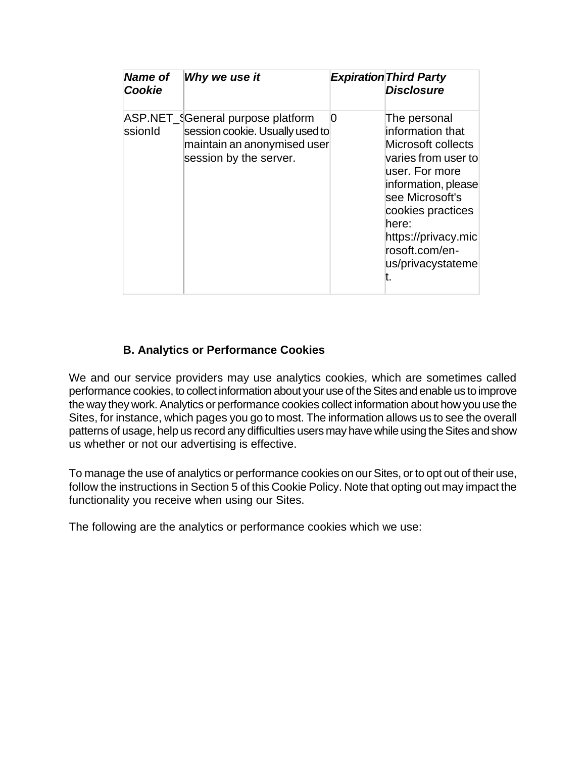| *Name of Cookie* | *Why we use it* | *Expiration* | *Third Party Disclosure* |
| --- | --- | --- | --- |
| ASP.NET_SessionId | General purpose platform session cookie. Usually used to maintain an anonymised user session by the server. | 0 | The personal information that Microsoft collects varies from user to user. For more information, please see Microsoft's cookies practices here: https://privacy.microsoft.com/en-us/privacystatement. |

### B. Analytics or Performance Cookies

We and our service providers may use analytics cookies, which are sometimes called performance cookies, to collect information about your use of the Sites and enable us to improve the way they work. Analytics or performance cookies collect information about how you use the Sites, for instance, which pages you go to most. The information allows us to see the overall patterns of usage, help us record any difficulties users may have while using the Sites and show us whether or not our advertising is effective.

To manage the use of analytics or performance cookies on our Sites, or to opt out of their use, follow the instructions in Section 5 of this Cookie Policy. Note that opting out may impact the functionality you receive when using our Sites.

The following are the analytics or performance cookies which we use: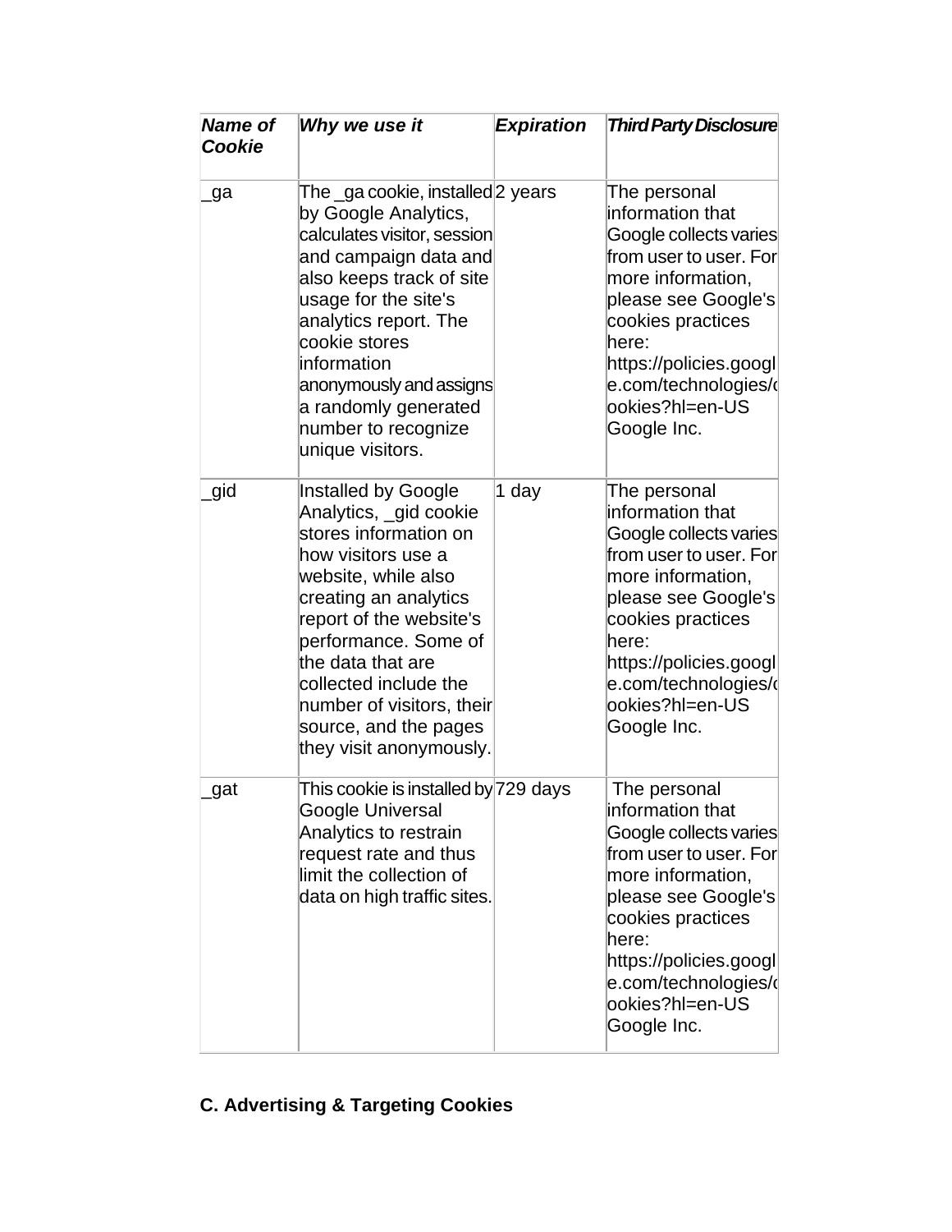| *Name of Cookie* | *Why we use it* | *Expiration* | *Third Party Disclosure* |
|---|---|---|---|
| _ga | The _ga cookie, installed by Google Analytics, calculates visitor, session and campaign data and also keeps track of site usage for the site's analytics report. The cookie stores information anonymously and assigns a randomly generated number to recognize unique visitors. | 2 years | The personal information that Google collects varies from user to user. For more information, please see Google's cookies practices here: https://policies.google.com/technologies/cookies?hl=en-US Google Inc. |
| _gid | Installed by Google Analytics, _gid cookie stores information on how visitors use a website, while also creating an analytics report of the website's performance. Some of the data that are collected include the number of visitors, their source, and the pages they visit anonymously. | 1 day | The personal information that Google collects varies from user to user. For more information, please see Google's cookies practices here: https://policies.google.com/technologies/cookies?hl=en-US Google Inc. |
| _gat | This cookie is installed by Google Universal Analytics to restrain request rate and thus limit the collection of data on high traffic sites. | 729 days | The personal information that Google collects varies from user to user. For more information, please see Google's cookies practices here: https://policies.google.com/technologies/cookies?hl=en-US Google Inc. |

**C. Advertising & Targeting Cookies**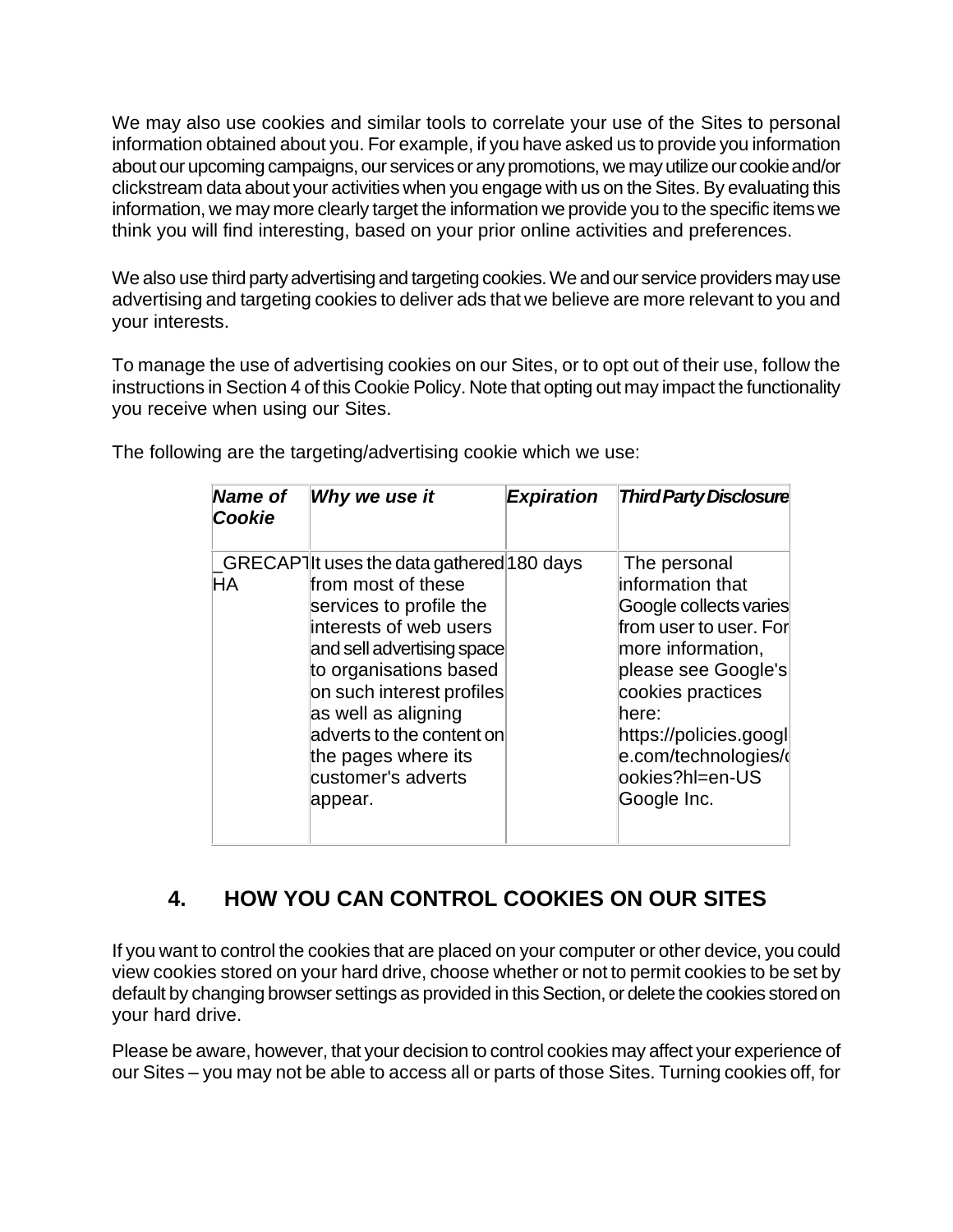We may also use cookies and similar tools to correlate your use of the Sites to personal information obtained about you. For example, if you have asked us to provide you information about our upcoming campaigns, our services or any promotions, we may utilize our cookie and/or clickstream data about your activities when you engage with us on the Sites. By evaluating this information, we may more clearly target the information we provide you to the specific items we think you will find interesting, based on your prior online activities and preferences.

We also use third party advertising and targeting cookies. We and our service providers may use advertising and targeting cookies to deliver ads that we believe are more relevant to you and your interests.

To manage the use of advertising cookies on our Sites, or to opt out of their use, follow the instructions in Section 4 of this Cookie Policy. Note that opting out may impact the functionality you receive when using our Sites.

The following are the targeting/advertising cookie which we use:

| *Name of Cookie* | *Why we use it* | *Expiration* | *Third Party Disclosure* |
|---|---|---|---|
| _GRECAPTHA | It uses the data gathered from most of these services to profile the interests of web users and sell advertising space to organisations based on such interest profiles as well as aligning adverts to the content on the pages where its customer's adverts appear. | 180 days | The personal information that Google collects varies from user to user. For more information, please see Google's cookies practices here: https://policies.google.com/technologies/cookies?hl=en-US Google Inc. |

## 4. HOW YOU CAN CONTROL COOKIES ON OUR SITES

If you want to control the cookies that are placed on your computer or other device, you could view cookies stored on your hard drive, choose whether or not to permit cookies to be set by default by changing browser settings as provided in this Section, or delete the cookies stored on your hard drive.

Please be aware, however, that your decision to control cookies may affect your experience of our Sites – you may not be able to access all or parts of those Sites. Turning cookies off, for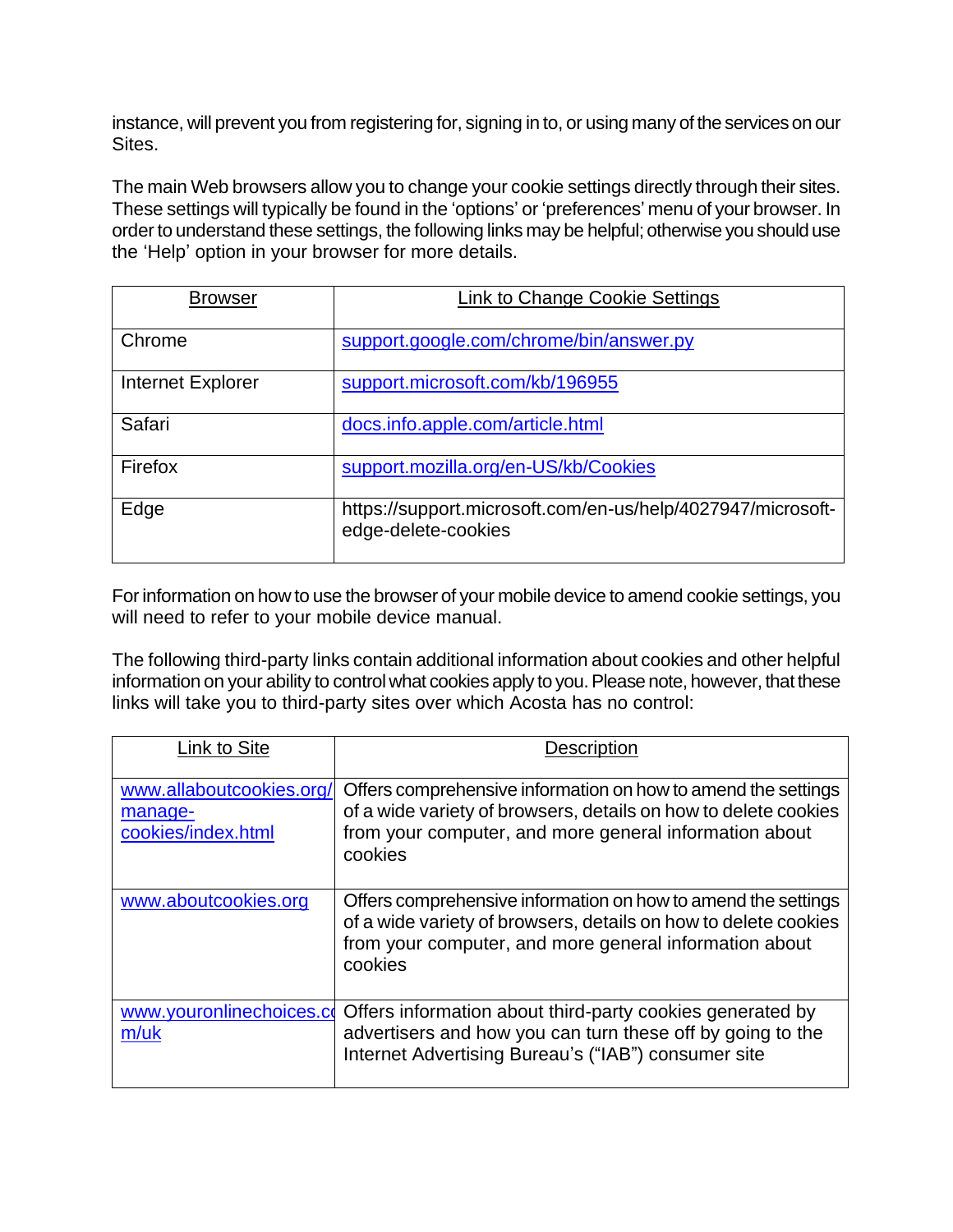instance, will prevent you from registering for, signing in to, or using many of the services on our Sites.

The main Web browsers allow you to change your cookie settings directly through their sites. These settings will typically be found in the 'options' or 'preferences' menu of your browser. In order to understand these settings, the following links may be helpful; otherwise you should use the 'Help' option in your browser for more details.

| Browser | Link to Change Cookie Settings |
| --- | --- |
| Chrome | support.google.com/chrome/bin/answer.py |
| Internet Explorer | support.microsoft.com/kb/196955 |
| Safari | docs.info.apple.com/article.html |
| Firefox | support.mozilla.org/en-US/kb/Cookies |
| Edge | https://support.microsoft.com/en-us/help/4027947/microsoft-edge-delete-cookies |

For information on how to use the browser of your mobile device to amend cookie settings, you will need to refer to your mobile device manual.

The following third-party links contain additional information about cookies and other helpful information on your ability to control what cookies apply to you. Please note, however, that these links will take you to third-party sites over which Acosta has no control:

| Link to Site | Description |
| --- | --- |
| www.allaboutcookies.org/manage-cookies/index.html | Offers comprehensive information on how to amend the settings of a wide variety of browsers, details on how to delete cookies from your computer, and more general information about cookies |
| www.aboutcookies.org | Offers comprehensive information on how to amend the settings of a wide variety of browsers, details on how to delete cookies from your computer, and more general information about cookies |
| www.youronlinechoices.com/uk | Offers information about third-party cookies generated by advertisers and how you can turn these off by going to the Internet Advertising Bureau's ("IAB") consumer site |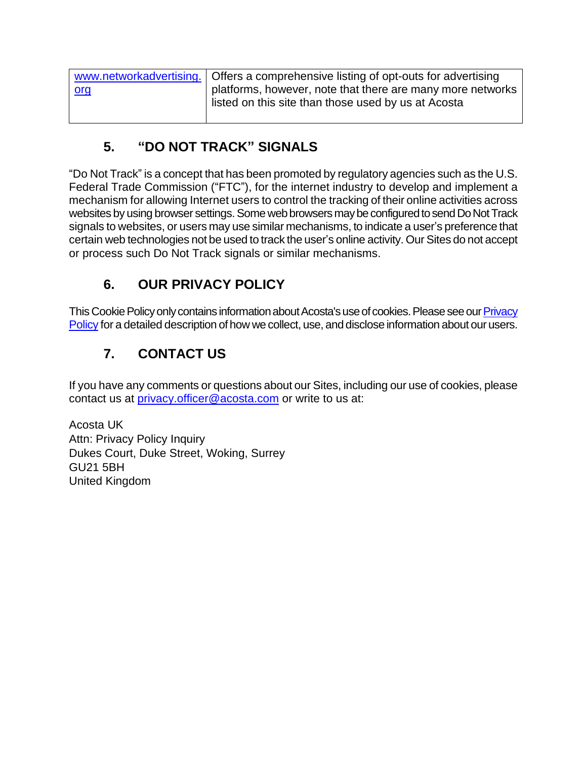| | |
|---|---|
| www.networkadvertising.org | Offers a comprehensive listing of opt-outs for advertising platforms, however, note that there are many more networks listed on this site than those used by us at Acosta |

## 5. "DO NOT TRACK" SIGNALS

"Do Not Track" is a concept that has been promoted by regulatory agencies such as the U.S. Federal Trade Commission ("FTC"), for the internet industry to develop and implement a mechanism for allowing Internet users to control the tracking of their online activities across websites by using browser settings. Some web browsers may be configured to send Do Not Track signals to websites, or users may use similar mechanisms, to indicate a user's preference that certain web technologies not be used to track the user's online activity. Our Sites do not accept or process such Do Not Track signals or similar mechanisms.

## 6. OUR PRIVACY POLICY

This Cookie Policy only contains information about Acosta's use of cookies. Please see our Privacy Policy for a detailed description of how we collect, use, and disclose information about our users.

## 7. CONTACT US

If you have any comments or questions about our Sites, including our use of cookies, please contact us at privacy.officer@acosta.com or write to us at:

Acosta UK
Attn: Privacy Policy Inquiry
Dukes Court, Duke Street, Woking, Surrey
GU21 5BH
United Kingdom